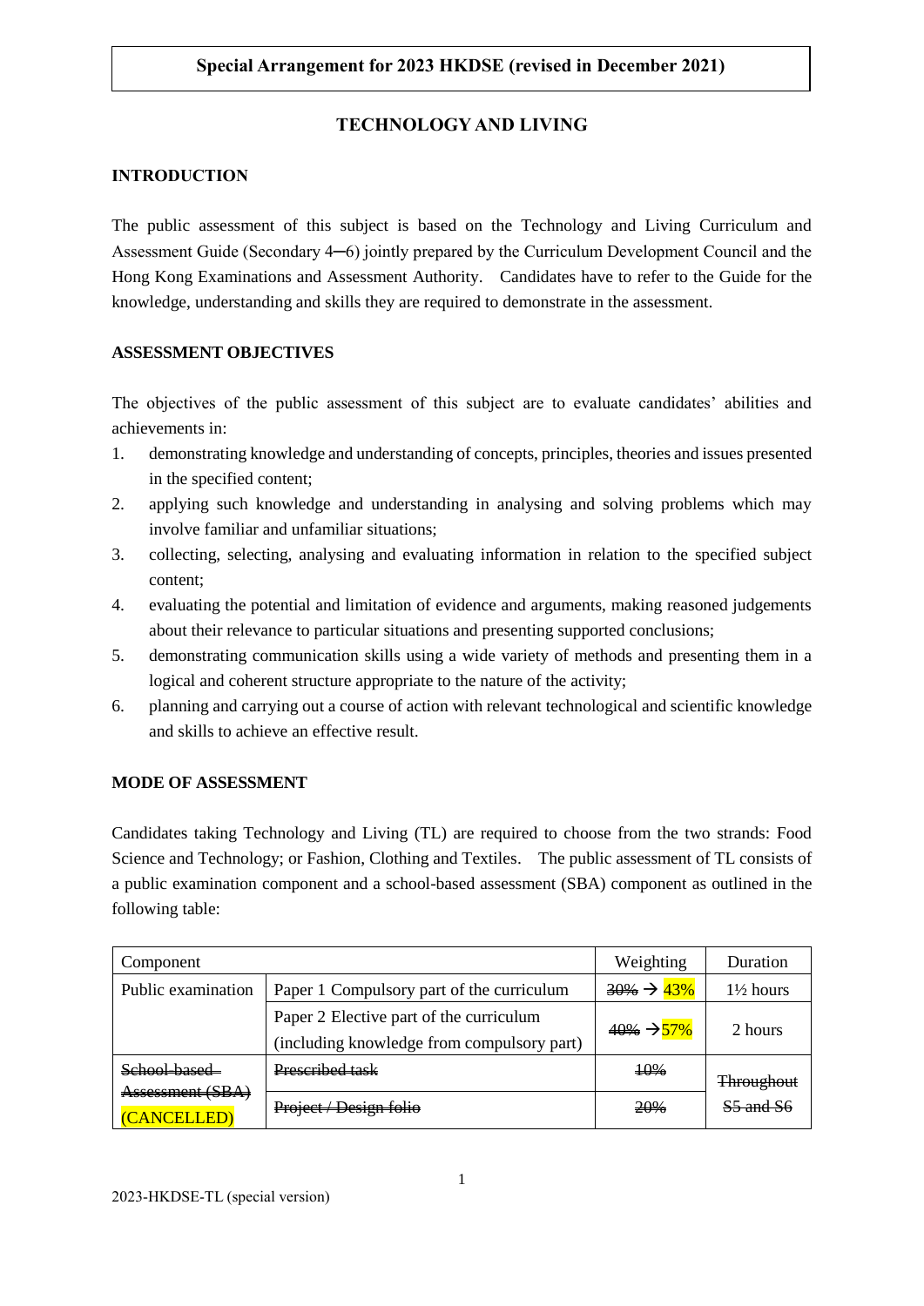**Special Arrangement for 2023 HKDSE (revised in December 2021)**

# TECHNOLOGY AND LIVING

## INTRODUCTION

The public assessment of this subject is based on the Technology and Living Curriculum and Assessment Guide (Secondary 4─6) jointly prepared by the Curriculum Development Council and the Hong Kong Examinations and Assessment Authority. Candidates have to refer to the Guide for the knowledge, understanding and skills they are required to demonstrate in the assessment.

## ASSESSMENT OBJECTIVES

The objectives of the public assessment of this subject are to evaluate candidates' abilities and achievements in:

1. demonstrating knowledge and understanding of concepts, principles, theories and issues presented in the specified content;
2. applying such knowledge and understanding in analysing and solving problems which may involve familiar and unfamiliar situations;
3. collecting, selecting, analysing and evaluating information in relation to the specified subject content;
4. evaluating the potential and limitation of evidence and arguments, making reasoned judgements about their relevance to particular situations and presenting supported conclusions;
5. demonstrating communication skills using a wide variety of methods and presenting them in a logical and coherent structure appropriate to the nature of the activity;
6. planning and carrying out a course of action with relevant technological and scientific knowledge and skills to achieve an effective result.

## MODE OF ASSESSMENT

Candidates taking Technology and Living (TL) are required to choose from the two strands: Food Science and Technology; or Fashion, Clothing and Textiles. The public assessment of TL consists of a public examination component and a school-based assessment (SBA) component as outlined in the following table:

| Component | | Weighting | Duration |
|---|---|---|---|
| Public examination | Paper 1 Compulsory part of the curriculum | ~~30%~~ → 43% | 1½ hours |
| | Paper 2 Elective part of the curriculum (including knowledge from compulsory part) | ~~40%~~ → 57% | 2 hours |
| ~~School-based Assessment (SBA)~~ (CANCELLED) | ~~Prescribed task~~ | ~~10%~~ | ~~Throughout S5 and S6~~ |
| | ~~Project / Design folio~~ | ~~20%~~ | |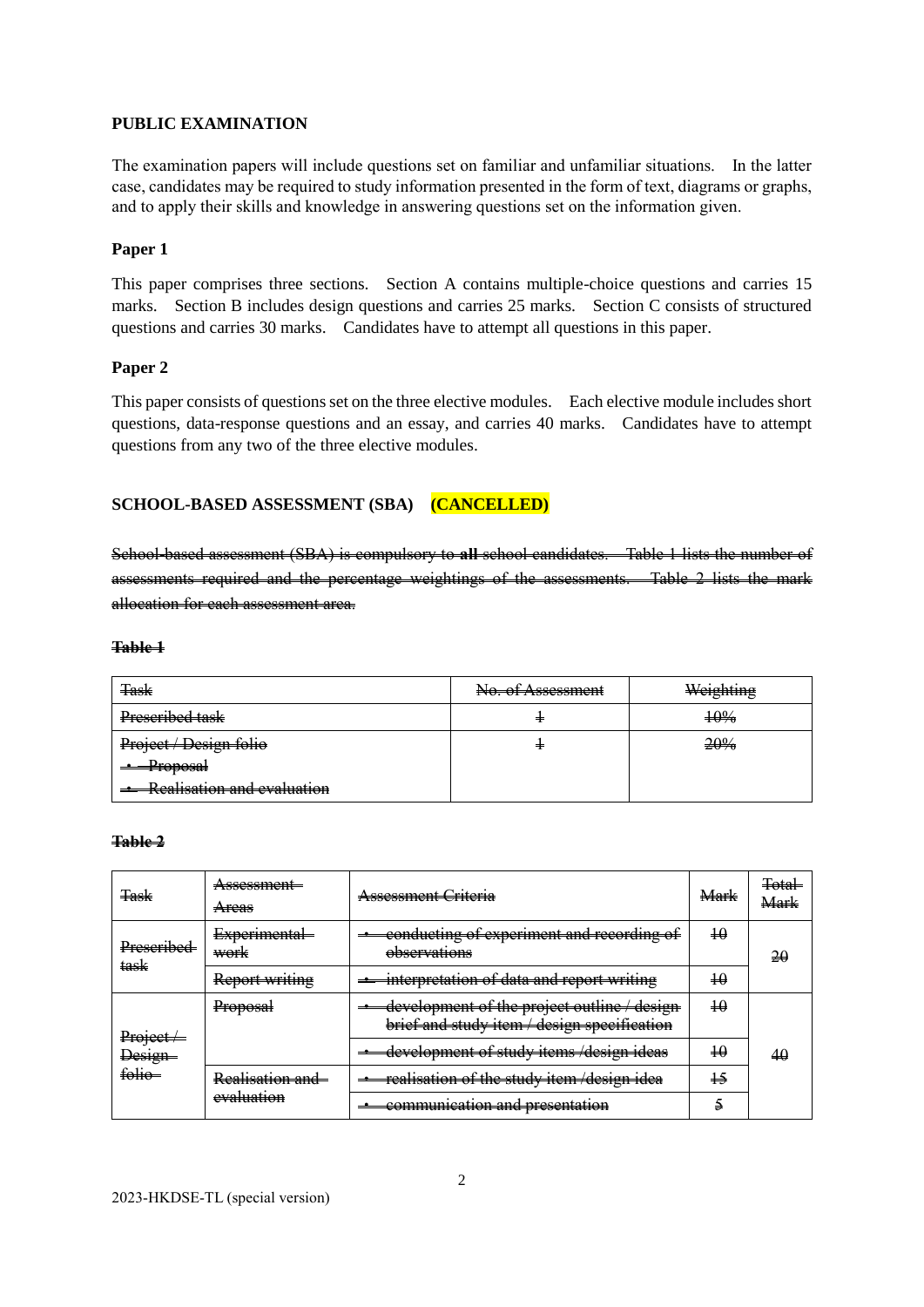**PUBLIC EXAMINATION**

The examination papers will include questions set on familiar and unfamiliar situations. In the latter case, candidates may be required to study information presented in the form of text, diagrams or graphs, and to apply their skills and knowledge in answering questions set on the information given.

**Paper 1**

This paper comprises three sections. Section A contains multiple-choice questions and carries 15 marks. Section B includes design questions and carries 25 marks. Section C consists of structured questions and carries 30 marks. Candidates have to attempt all questions in this paper.

**Paper 2**

This paper consists of questions set on the three elective modules. Each elective module includes short questions, data-response questions and an essay, and carries 40 marks. Candidates have to attempt questions from any two of the three elective modules.

**SCHOOL-BASED ASSESSMENT (SBA) (CANCELLED)**

~~School-based assessment (SBA) is compulsory to **all** school candidates. Table 1 lists the number of assessments required and the percentage weightings of the assessments. Table 2 lists the mark allocation for each assessment area.~~

~~**Table 1**~~

| ~~Task~~ | ~~No. of Assessment~~ | ~~Weighting~~ |
|---|---|---|
| ~~Prescribed task~~ | ~~1~~ | ~~10%~~ |
| ~~Project / Design folio~~<br>~~• Proposal~~<br>~~• Realisation and evaluation~~ | ~~1~~ | ~~20%~~ |

~~**Table 2**~~

| ~~Task~~ | ~~Assessment Areas~~ | ~~Assessment Criteria~~ | ~~Mark~~ | ~~Total Mark~~ |
|---|---|---|---|---|
| ~~Prescribed task~~ | ~~Experimental work~~ | ~~• conducting of experiment and recording of observations~~ | ~~10~~ | ~~20~~ |
| | ~~Report writing~~ | ~~• interpretation of data and report writing~~ | ~~10~~ | |
| ~~Project / Design folio~~ | ~~Proposal~~ | ~~• development of the project outline / design brief and study item / design specification~~ | ~~10~~ | ~~40~~ |
| | | ~~• development of study items /design ideas~~ | ~~10~~ | |
| | ~~Realisation and evaluation~~ | ~~• realisation of the study item /design idea~~ | ~~15~~ | |
| | | ~~• communication and presentation~~ | ~~5~~ | |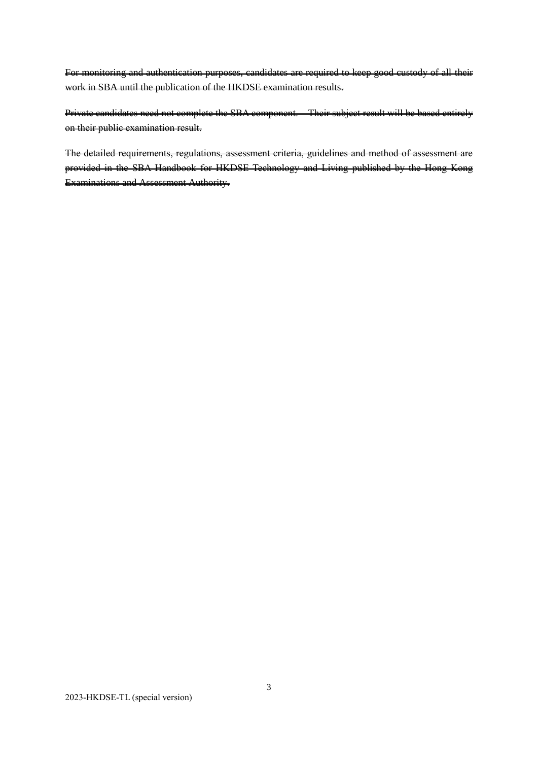~~For monitoring and authentication purposes, candidates are required to keep good custody of all their work in SBA until the publication of the HKDSE examination results.~~

~~Private candidates need not complete the SBA component. Their subject result will be based entirely on their public examination result.~~

~~The detailed requirements, regulations, assessment criteria, guidelines and method of assessment are provided in the SBA Handbook for HKDSE Technology and Living published by the Hong Kong Examinations and Assessment Authority.~~